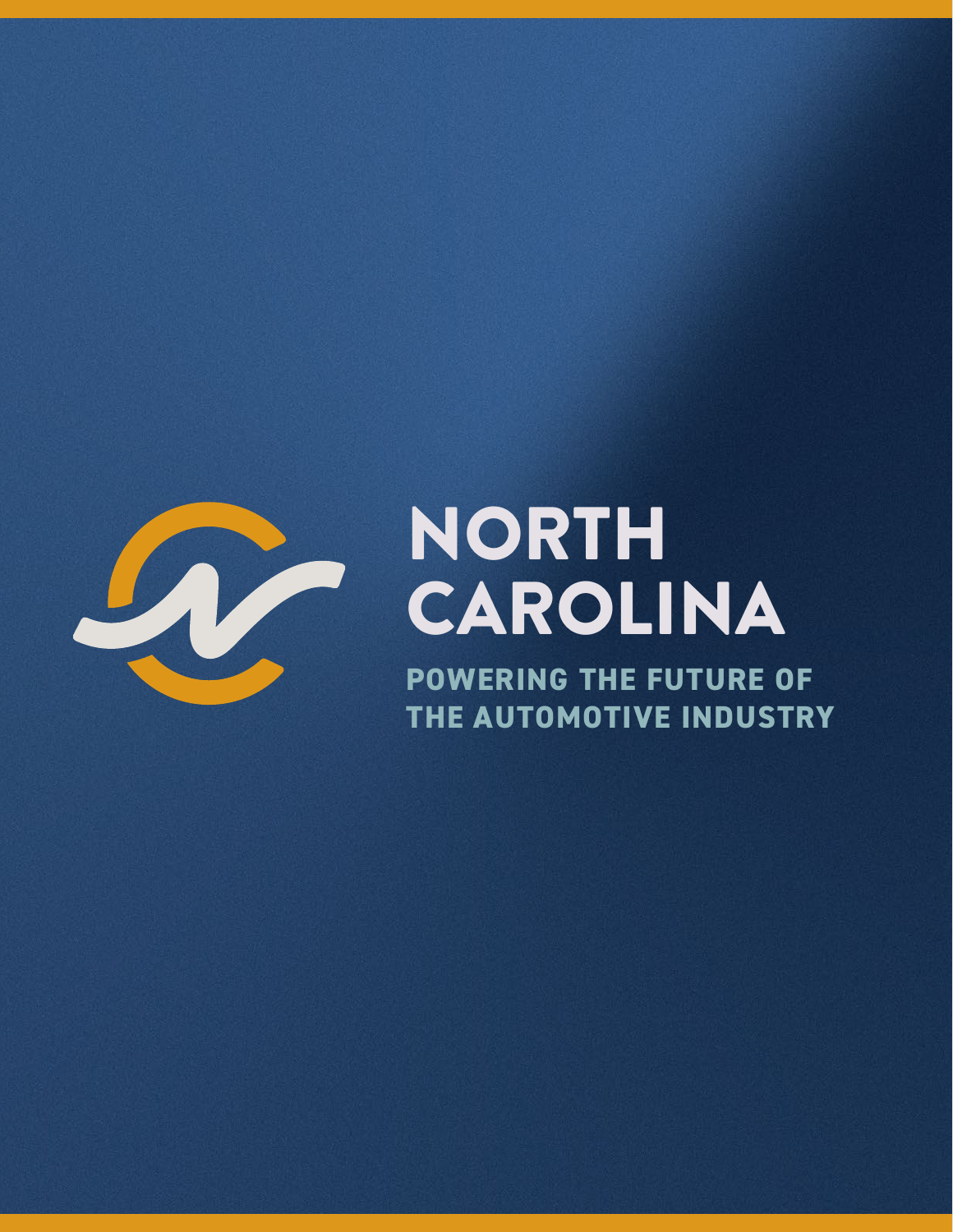# NORTH CAROLINA

## POWERING THE FUTURE OF THE AUTOMOTIVE INDUSTRY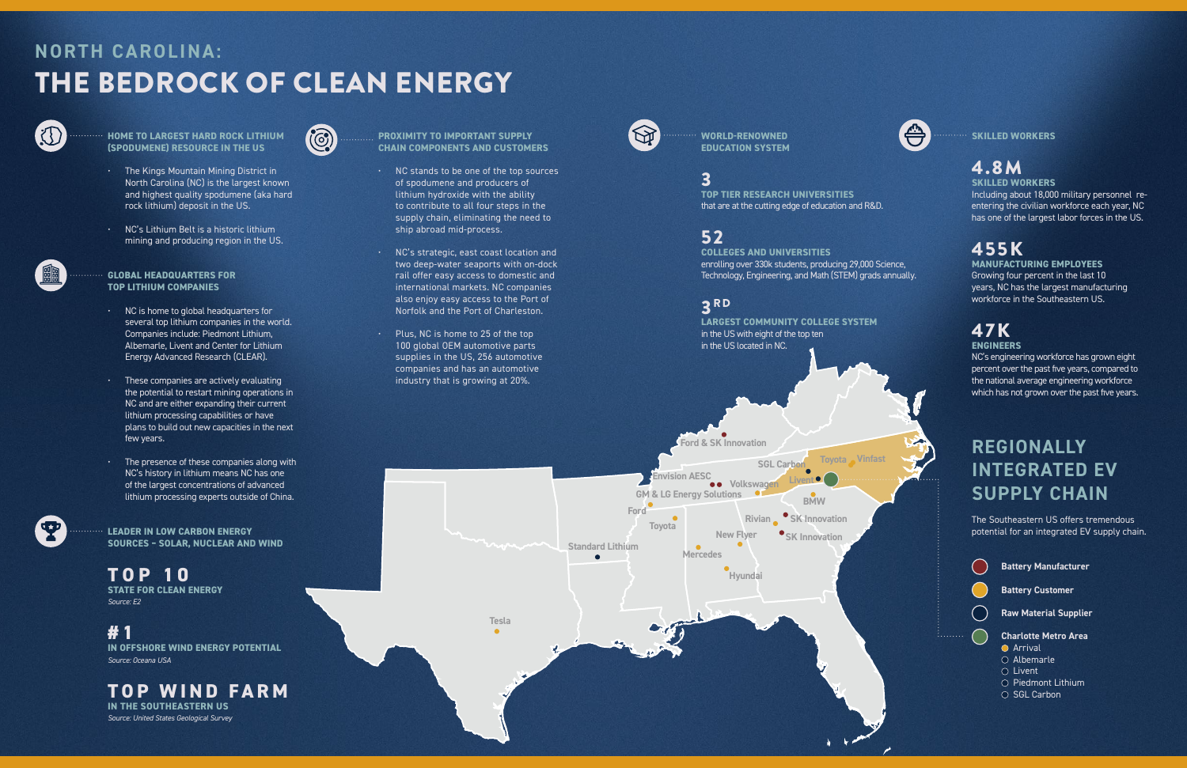# NORTH CAROLINA: THE BEDROCK OF CLEAN ENERGY

### HOME TO LARGEST HARD ROCK LITHIUM (SPODUMENE) RESOURCE IN THE US

- The Kings Mountain Mining District in North Carolina (NC) is the largest known and highest quality spodumene (aka hard rock lithium) deposit in the US.
- NC's Lithium Belt is a historic lithium mining and producing region in the US.

### GLOBAL HEADQUARTERS FOR TOP LITHIUM COMPANIES

- NC is home to global headquarters for several top lithium companies in the world. Companies include: Piedmont Lithium, Albemarle, Livent and Center for Lithium Energy Advanced Research (CLEAR).
- These companies are actively evaluating the potential to restart mining operations in NC and are either expanding their current lithium processing capabilities or have plans to build out new capacities in the next few years.
- The presence of these companies along with NC's history in lithium means NC has one of the largest concentrations of advanced lithium processing experts outside of China.

### LEADER IN LOW CARBON ENERGY SOURCES – SOLAR, NUCLEAR AND WIND

**TOP 10**
**STATE FOR CLEAN ENERGY**
*Source: E2*

**#1**
**IN OFFSHORE WIND ENERGY POTENTIAL**
*Source: Oceana USA*

**TOP WIND FARM**
**IN THE SOUTHEASTERN US**
*Source: United States Geological Survey*

### PROXIMITY TO IMPORTANT SUPPLY CHAIN COMPONENTS AND CUSTOMERS

- NC stands to be one of the top sources of spodumene and producers of lithium hydroxide with the ability to contribute to all four steps in the supply chain, eliminating the need to ship abroad mid-process.
- NC's strategic, east coast location and two deep-water seaports with on-dock rail offer easy access to domestic and international markets. NC companies also enjoy easy access to the Port of Norfolk and the Port of Charleston.
- Plus, NC is home to 25 of the top 100 global OEM automotive parts supplies in the US, 256 automotive companies and has an automotive industry that is growing at 20%.

### WORLD-RENOWNED EDUCATION SYSTEM

**3**
**TOP TIER RESEARCH UNIVERSITIES**
that are at the cutting edge of education and R&D.

**52**
**COLLEGES AND UNIVERSITIES**
enrolling over 330k students, producing 29,000 Science, Technology, Engineering, and Math (STEM) grads annually.

**3RD**
**LARGEST COMMUNITY COLLEGE SYSTEM**
in the US with eight of the top ten in the US located in NC.

### SKILLED WORKERS

**4.8M**
**SKILLED WORKERS**
Including about 18,000 military personnel re-entering the civilian workforce each year, NC has one of the largest labor forces in the US.

**455K**
**MANUFACTURING EMPLOYEES**
Growing four percent in the last 10 years, NC has the largest manufacturing workforce in the Southeastern US.

**47K**
**ENGINEERS**
NC's engineering workforce has grown eight percent over the past five years, compared to the national average engineering workforce which has not grown over the past five years.

## REGIONALLY INTEGRATED EV SUPPLY CHAIN

The Southeastern US offers tremendous potential for an integrated EV supply chain.

- Battery Manufacturer
- Battery Customer
- Raw Material Supplier
- Charlotte Metro Area
  - Arrival
  - Albemarle
  - Livent
  - Piedmont Lithium
  - SGL Carbon

Ford & SK Innovation, SGL Carbon, Toyota, Vinfast, Envision AESC, Volkswagen, Livent, GM & LG Energy Solutions, BMW, Ford, Toyota, Rivian, SK Innovation, New Flyer, SK Innovation, Standard Lithium, Mercedes, Hyundai, Tesla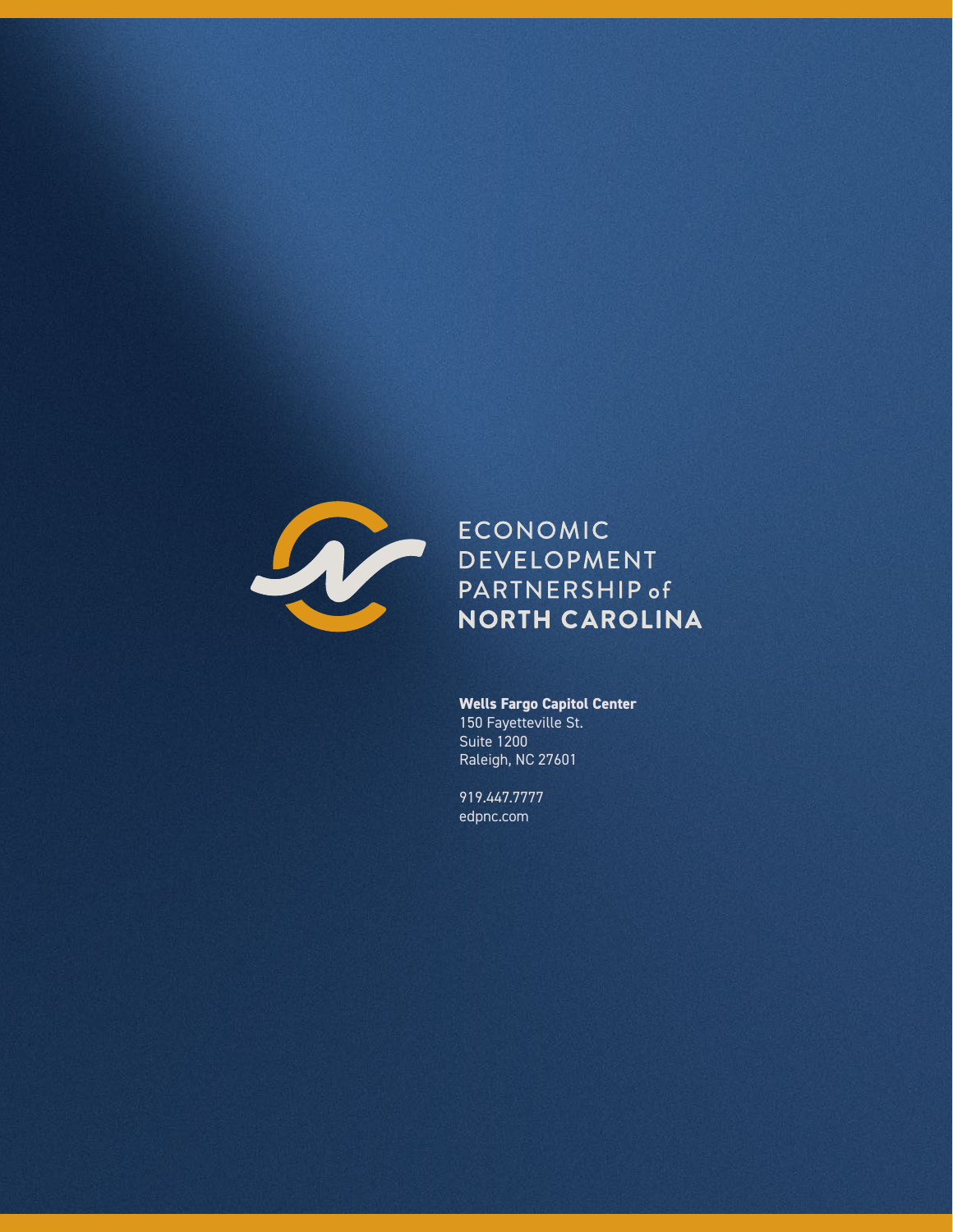ECONOMIC
DEVELOPMENT
PARTNERSHIP of
**NORTH CAROLINA**

**Wells Fargo Capitol Center**
150 Fayetteville St.
Suite 1200
Raleigh, NC 27601

919.447.7777
edpnc.com